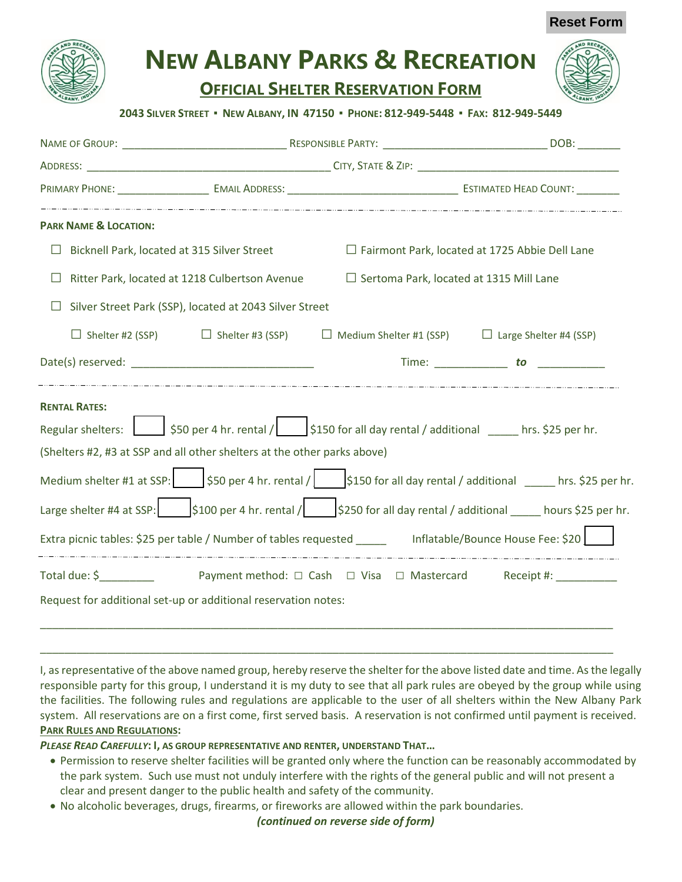Reset Form

# NEW ALBANY PARKS & RECREATION

## OFFICIAL SHELTER RESERVATION FORM

**2043 SILVER STREET ▪ NEW ALBANY, IN 47150 ▪ PHONE: 812-949-5448 ▪ FAX: 812-949-5449**

NAME OF GROUP: ____________________________ RESPONSIBLE PARTY: ____________________________ DOB: _______

ADDRESS: __________________________________________ CITY, STATE & ZIP: ___________________________________

PRIMARY PHONE: _______________ EMAIL ADDRESS: _____________________________ ESTIMATED HEAD COUNT: _______

---

**PARK NAME & LOCATION:**

☐ Bicknell Park, located at 315 Silver Street

☐ Fairmont Park, located at 1725 Abbie Dell Lane

☐ Ritter Park, located at 1218 Culbertson Avenue

☐ Sertoma Park, located at 1315 Mill Lane

☐ Silver Street Park (SSP), located at 2043 Silver Street

- ☐ Shelter #2 (SSP)
- ☐ Shelter #3 (SSP)
- ☐ Medium Shelter #1 (SSP)
- ☐ Large Shelter #4 (SSP)

Date(s) reserved: ______________________________ Time: ____________ *to* ___________

---

**RENTAL RATES:**

Regular shelters: ☐ $50 per 4 hr. rental / ☐ $150 for all day rental / additional _____ hrs. $25 per hr.

(Shelters #2, #3 at SSP and all other shelters at the other parks above)

Medium shelter #1 at SSP: ☐ $50 per 4 hr. rental / ☐ $150 for all day rental / additional _____ hrs. $25 per hr.

Large shelter #4 at SSP: ☐ $100 per 4 hr. rental / ☐ $250 for all day rental / additional _____ hours $25 per hr.

Extra picnic tables: $25 per table / Number of tables requested _____ Inflatable/Bounce House Fee: $20 ☐

---

Total due: $_________ Payment method: ☐ Cash ☐ Visa ☐ Mastercard Receipt #: __________

Request for additional set-up or additional reservation notes:

_______________________________________________________________________________________________

_______________________________________________________________________________________________

I, as representative of the above named group, hereby reserve the shelter for the above listed date and time. As the legally responsible party for this group, I understand it is my duty to see that all park rules are obeyed by the group while using the facilities. The following rules and regulations are applicable to the user of all shelters within the New Albany Park system. All reservations are on a first come, first served basis. A reservation is not confirmed until payment is received.

**PARK RULES AND REGULATIONS:**

***PLEASE READ CAREFULLY*: I, AS GROUP REPRESENTATIVE AND RENTER, UNDERSTAND THAT…**

- Permission to reserve shelter facilities will be granted only where the function can be reasonably accommodated by the park system. Such use must not unduly interfere with the rights of the general public and will not present a clear and present danger to the public health and safety of the community.
- No alcoholic beverages, drugs, firearms, or fireworks are allowed within the park boundaries.

***(continued on reverse side of form)***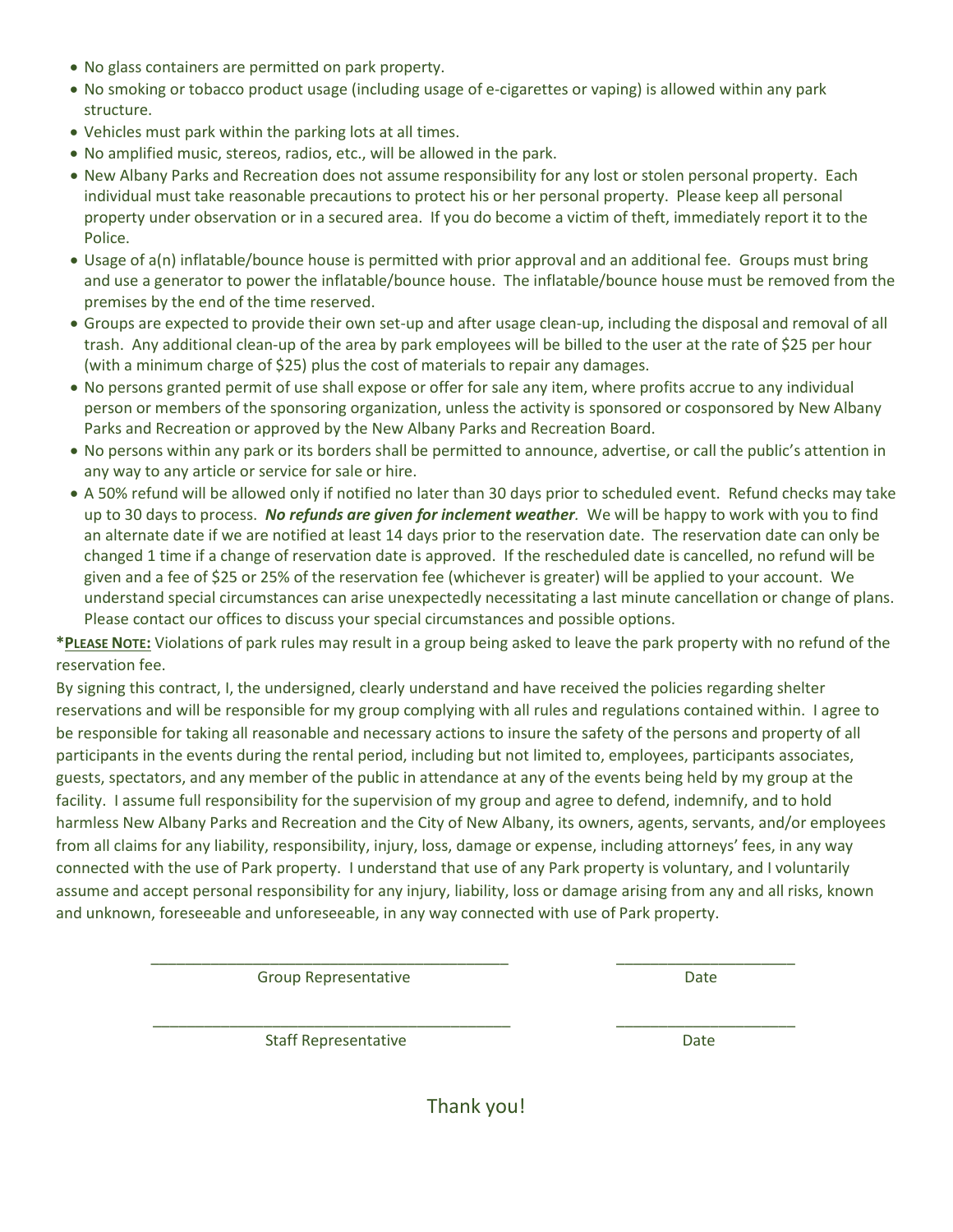- No glass containers are permitted on park property.
- No smoking or tobacco product usage (including usage of e-cigarettes or vaping) is allowed within any park structure.
- Vehicles must park within the parking lots at all times.
- No amplified music, stereos, radios, etc., will be allowed in the park.
- New Albany Parks and Recreation does not assume responsibility for any lost or stolen personal property. Each individual must take reasonable precautions to protect his or her personal property. Please keep all personal property under observation or in a secured area. If you do become a victim of theft, immediately report it to the Police.
- Usage of a(n) inflatable/bounce house is permitted with prior approval and an additional fee. Groups must bring and use a generator to power the inflatable/bounce house. The inflatable/bounce house must be removed from the premises by the end of the time reserved.
- Groups are expected to provide their own set-up and after usage clean-up, including the disposal and removal of all trash. Any additional clean-up of the area by park employees will be billed to the user at the rate of $25 per hour (with a minimum charge of $25) plus the cost of materials to repair any damages.
- No persons granted permit of use shall expose or offer for sale any item, where profits accrue to any individual person or members of the sponsoring organization, unless the activity is sponsored or cosponsored by New Albany Parks and Recreation or approved by the New Albany Parks and Recreation Board.
- No persons within any park or its borders shall be permitted to announce, advertise, or call the public's attention in any way to any article or service for sale or hire.
- A 50% refund will be allowed only if notified no later than 30 days prior to scheduled event. Refund checks may take up to 30 days to process. ***No refunds are given for inclement weather.*** We will be happy to work with you to find an alternate date if we are notified at least 14 days prior to the reservation date. The reservation date can only be changed 1 time if a change of reservation date is approved. If the rescheduled date is cancelled, no refund will be given and a fee of $25 or 25% of the reservation fee (whichever is greater) will be applied to your account. We understand special circumstances can arise unexpectedly necessitating a last minute cancellation or change of plans. Please contact our offices to discuss your special circumstances and possible options.

**\*PLEASE NOTE:** Violations of park rules may result in a group being asked to leave the park property with no refund of the reservation fee.

By signing this contract, I, the undersigned, clearly understand and have received the policies regarding shelter reservations and will be responsible for my group complying with all rules and regulations contained within. I agree to be responsible for taking all reasonable and necessary actions to insure the safety of the persons and property of all participants in the events during the rental period, including but not limited to, employees, participants associates, guests, spectators, and any member of the public in attendance at any of the events being held by my group at the facility. I assume full responsibility for the supervision of my group and agree to defend, indemnify, and to hold harmless New Albany Parks and Recreation and the City of New Albany, its owners, agents, servants, and/or employees from all claims for any liability, responsibility, injury, loss, damage or expense, including attorneys' fees, in any way connected with the use of Park property. I understand that use of any Park property is voluntary, and I voluntarily assume and accept personal responsibility for any injury, liability, loss or damage arising from any and all risks, known and unknown, foreseeable and unforeseeable, in any way connected with use of Park property.

\_\_\_\_\_\_\_\_\_\_\_\_\_\_\_\_\_\_\_\_\_\_\_\_\_\_\_\_\_\_\_\_\_\_\_\_\_\_\_\_ \_\_\_\_\_\_\_\_\_\_\_\_\_\_\_\_\_\_\_\_
Group Representative Date

\_\_\_\_\_\_\_\_\_\_\_\_\_\_\_\_\_\_\_\_\_\_\_\_\_\_\_\_\_\_\_\_\_\_\_\_\_\_\_\_ \_\_\_\_\_\_\_\_\_\_\_\_\_\_\_\_\_\_\_\_
Staff Representative Date

Thank you!